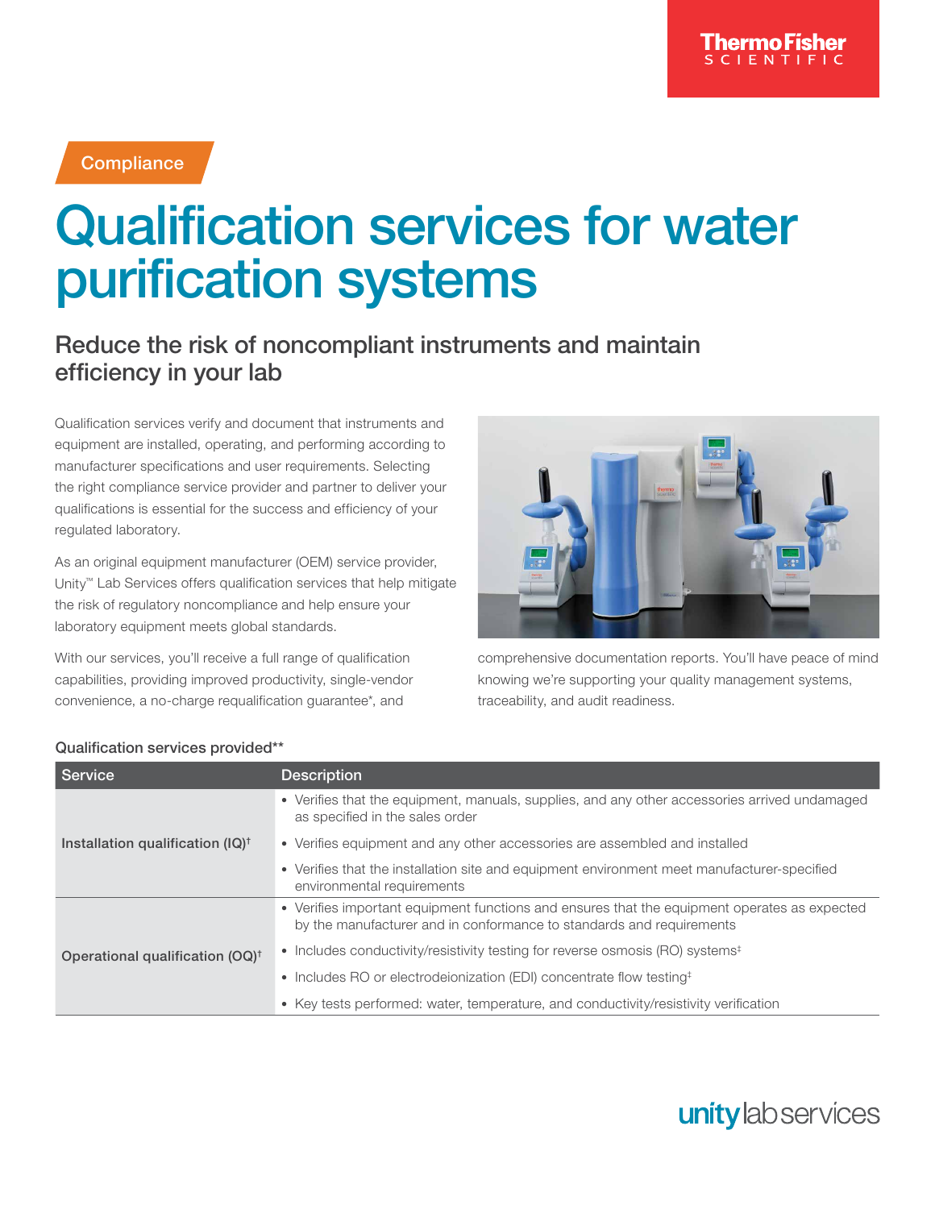Compliance

# Qualification services for water purification systems

## Reduce the risk of noncompliant instruments and maintain efficiency in your lab

Qualification services verify and document that instruments and equipment are installed, operating, and performing according to manufacturer specifications and user requirements. Selecting the right compliance service provider and partner to deliver your qualifications is essential for the success and efficiency of your regulated laboratory.

As an original equipment manufacturer (OEM) service provider, Unity™ Lab Services offers qualification services that help mitigate the risk of regulatory noncompliance and help ensure your laboratory equipment meets global standards.

With our services, you'll receive a full range of qualification capabilities, providing improved productivity, single-vendor convenience, a no-charge requalification guarantee*, and comprehensive documentation reports. You'll have peace of mind knowing we're supporting your quality management systems, traceability, and audit readiness.

### Qualification services provided**

| Service | Description |
|---|---|
| Installation qualification (IQ)† | • Verifies that the equipment, manuals, supplies, and any other accessories arrived undamaged as specified in the sales order<br>• Verifies equipment and any other accessories are assembled and installed<br>• Verifies that the installation site and equipment environment meet manufacturer-specified environmental requirements |
| Operational qualification (OQ)† | • Verifies important equipment functions and ensures that the equipment operates as expected by the manufacturer and in conformance to standards and requirements<br>• Includes conductivity/resistivity testing for reverse osmosis (RO) systems‡<br>• Includes RO or electrodeionization (EDI) concentrate flow testing‡<br>• Key tests performed: water, temperature, and conductivity/resistivity verification |

unity lab services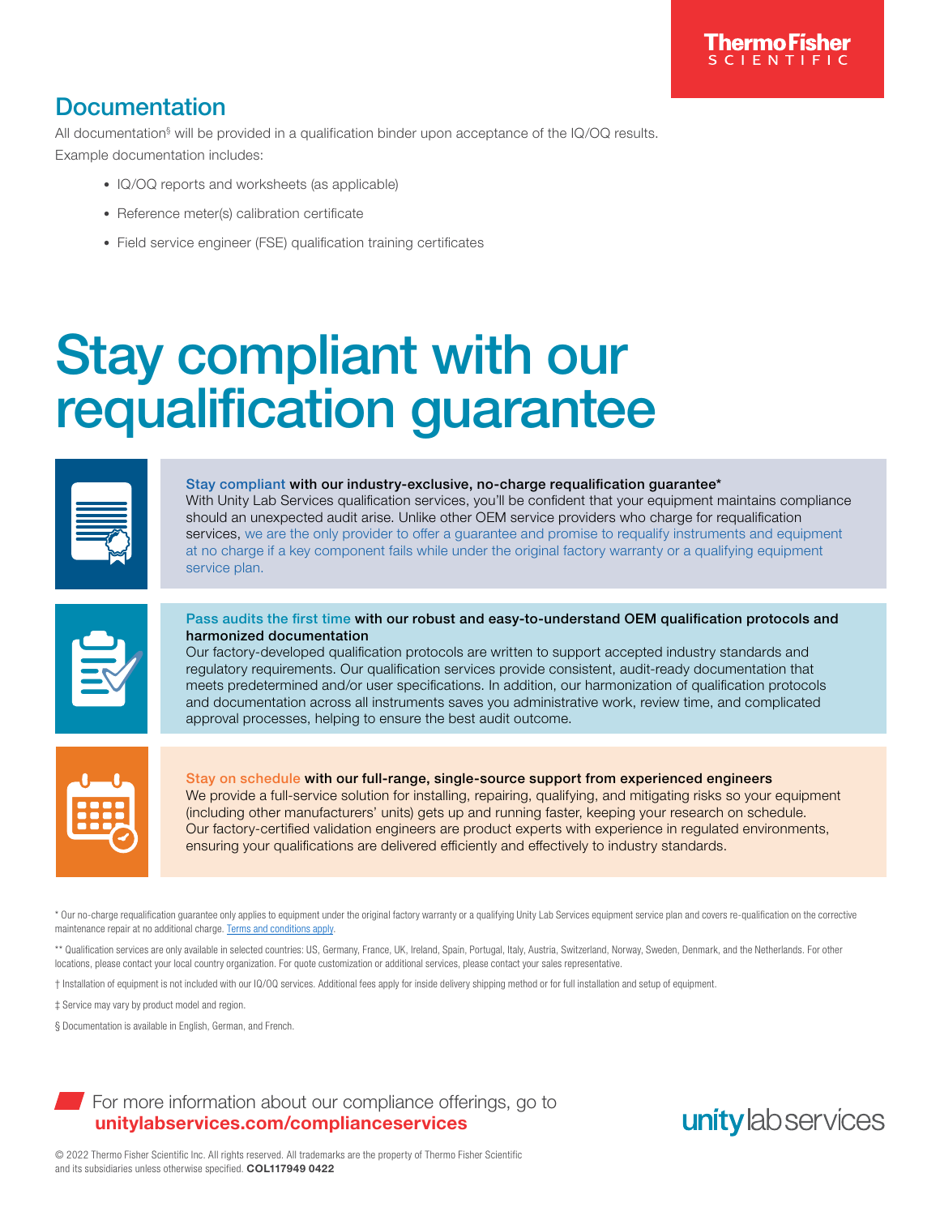## Documentation

All documentation§ will be provided in a qualification binder upon acceptance of the IQ/OQ results.
Example documentation includes:

- IQ/OQ reports and worksheets (as applicable)
- Reference meter(s) calibration certificate
- Field service engineer (FSE) qualification training certificates

# Stay compliant with our requalification guarantee

**Stay compliant with our industry-exclusive, no-charge requalification guarantee***
With Unity Lab Services qualification services, you'll be confident that your equipment maintains compliance should an unexpected audit arise. Unlike other OEM service providers who charge for requalification services, we are the only provider to offer a guarantee and promise to requalify instruments and equipment at no charge if a key component fails while under the original factory warranty or a qualifying equipment service plan.

**Pass audits the first time with our robust and easy-to-understand OEM qualification protocols and harmonized documentation**
Our factory-developed qualification protocols are written to support accepted industry standards and regulatory requirements. Our qualification services provide consistent, audit-ready documentation that meets predetermined and/or user specifications. In addition, our harmonization of qualification protocols and documentation across all instruments saves you administrative work, review time, and complicated approval processes, helping to ensure the best audit outcome.

**Stay on schedule with our full-range, single-source support from experienced engineers**
We provide a full-service solution for installing, repairing, qualifying, and mitigating risks so your equipment (including other manufacturers' units) gets up and running faster, keeping your research on schedule. Our factory-certified validation engineers are product experts with experience in regulated environments, ensuring your qualifications are delivered efficiently and effectively to industry standards.

\* Our no-charge requalification guarantee only applies to equipment under the original factory warranty or a qualifying Unity Lab Services equipment service plan and covers re-qualification on the corrective maintenance repair at no additional charge. Terms and conditions apply.

** Qualification services are only available in selected countries: US, Germany, France, UK, Ireland, Spain, Portugal, Italy, Austria, Switzerland, Norway, Sweden, Denmark, and the Netherlands. For other locations, please contact your local country organization. For quote customization or additional services, please contact your sales representative.

† Installation of equipment is not included with our IQ/OQ services. Additional fees apply for inside delivery shipping method or for full installation and setup of equipment.

‡ Service may vary by product model and region.

§ Documentation is available in English, German, and French.

For more information about our compliance offerings, go to **unitylabservices.com/complianceservices**

© 2022 Thermo Fisher Scientific Inc. All rights reserved. All trademarks are the property of Thermo Fisher Scientific and its subsidiaries unless otherwise specified. **COL117949 0422**